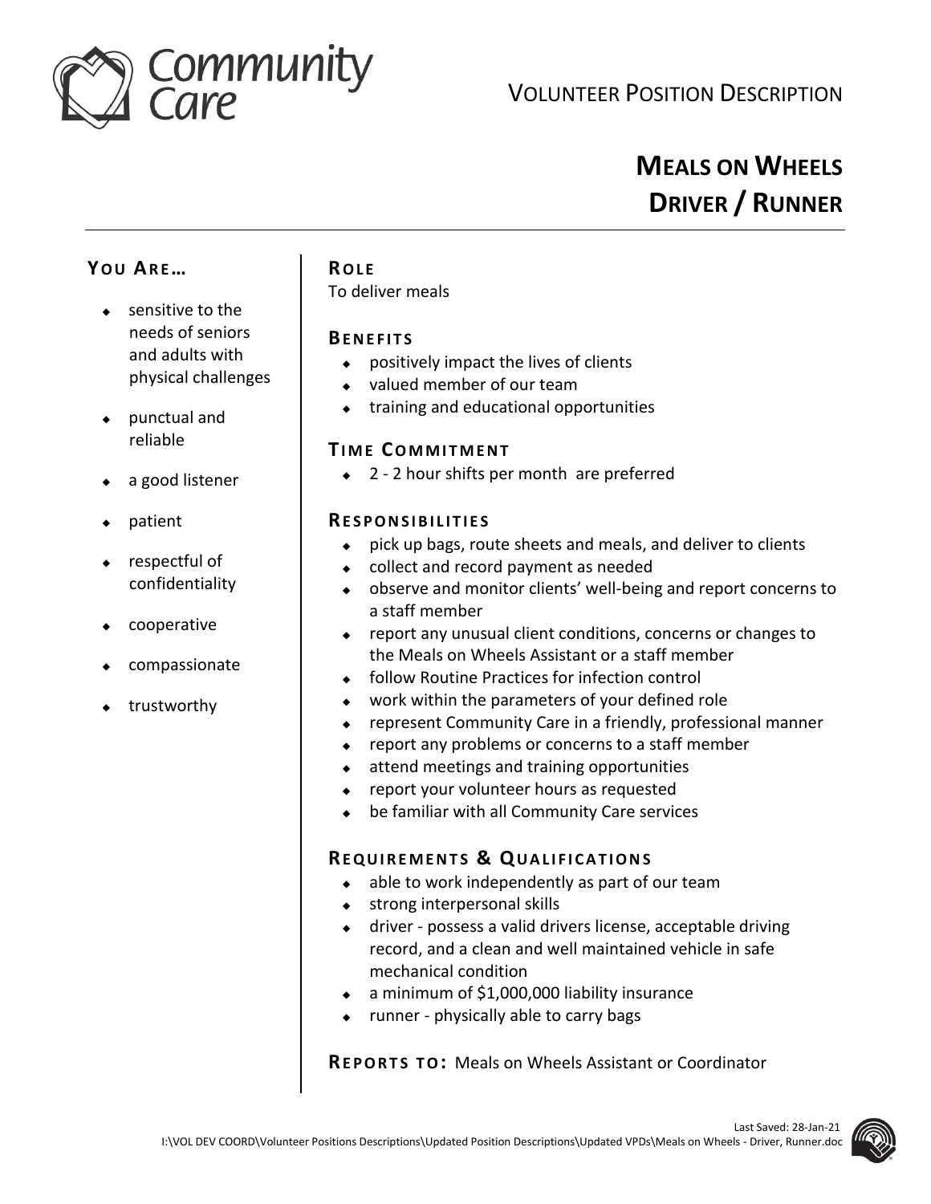Community Care

VOLUNTEER POSITION DESCRIPTION

# MEALS ON WHEELS
# DRIVER / RUNNER

## YOU ARE…

- sensitive to the needs of seniors and adults with physical challenges
- punctual and reliable
- a good listener
- patient
- respectful of confidentiality
- cooperative
- compassionate
- trustworthy

## ROLE

To deliver meals

## BENEFITS

- positively impact the lives of clients
- valued member of our team
- training and educational opportunities

## TIME COMMITMENT

- 2 - 2 hour shifts per month are preferred

## RESPONSIBILITIES

- pick up bags, route sheets and meals, and deliver to clients
- collect and record payment as needed
- observe and monitor clients' well-being and report concerns to a staff member
- report any unusual client conditions, concerns or changes to the Meals on Wheels Assistant or a staff member
- follow Routine Practices for infection control
- work within the parameters of your defined role
- represent Community Care in a friendly, professional manner
- report any problems or concerns to a staff member
- attend meetings and training opportunities
- report your volunteer hours as requested
- be familiar with all Community Care services

## REQUIREMENTS & QUALIFICATIONS

- able to work independently as part of our team
- strong interpersonal skills
- driver - possess a valid drivers license, acceptable driving record, and a clean and well maintained vehicle in safe mechanical condition
- a minimum of $1,000,000 liability insurance
- runner - physically able to carry bags

**REPORTS TO:** Meals on Wheels Assistant or Coordinator

Last Saved: 28-Jan-21
I:\VOL DEV COORD\Volunteer Positions Descriptions\Updated Position Descriptions\Updated VPDs\Meals on Wheels - Driver, Runner.doc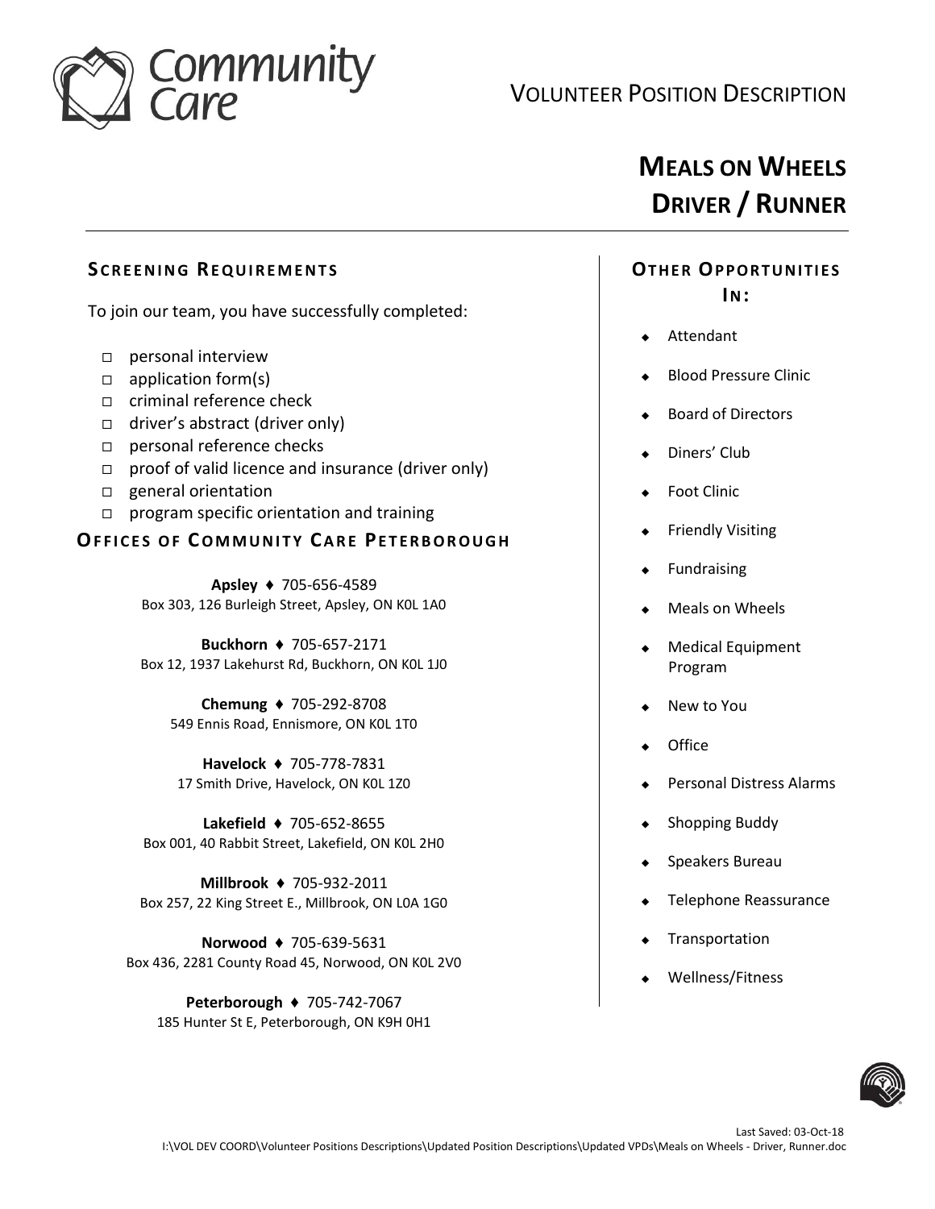# VOLUNTEER POSITION DESCRIPTION

# MEALS ON WHEELS DRIVER / RUNNER

## SCREENING REQUIREMENTS

To join our team, you have successfully completed:

- □ personal interview
- □ application form(s)
- □ criminal reference check
- □ driver's abstract (driver only)
- □ personal reference checks
- □ proof of valid licence and insurance (driver only)
- □ general orientation
- □ program specific orientation and training

## OFFICES OF COMMUNITY CARE PETERBOROUGH

**Apsley** ♦ 705-656-4589
Box 303, 126 Burleigh Street, Apsley, ON K0L 1A0

**Buckhorn** ♦ 705-657-2171
Box 12, 1937 Lakehurst Rd, Buckhorn, ON K0L 1J0

**Chemung** ♦ 705-292-8708
549 Ennis Road, Ennismore, ON K0L 1T0

**Havelock** ♦ 705-778-7831
17 Smith Drive, Havelock, ON K0L 1Z0

**Lakefield** ♦ 705-652-8655
Box 001, 40 Rabbit Street, Lakefield, ON K0L 2H0

**Millbrook** ♦ 705-932-2011
Box 257, 22 King Street E., Millbrook, ON L0A 1G0

**Norwood** ♦ 705-639-5631
Box 436, 2281 County Road 45, Norwood, ON K0L 2V0

**Peterborough** ♦ 705-742-7067
185 Hunter St E, Peterborough, ON K9H 0H1

## OTHER OPPORTUNITIES IN:

- Attendant
- Blood Pressure Clinic
- Board of Directors
- Diners' Club
- Foot Clinic
- Friendly Visiting
- Fundraising
- Meals on Wheels
- Medical Equipment Program
- New to You
- Office
- Personal Distress Alarms
- Shopping Buddy
- Speakers Bureau
- Telephone Reassurance
- Transportation
- Wellness/Fitness

Last Saved: 03-Oct-18
I:\VOL DEV COORD\Volunteer Positions Descriptions\Updated Position Descriptions\Updated VPDs\Meals on Wheels - Driver, Runner.doc